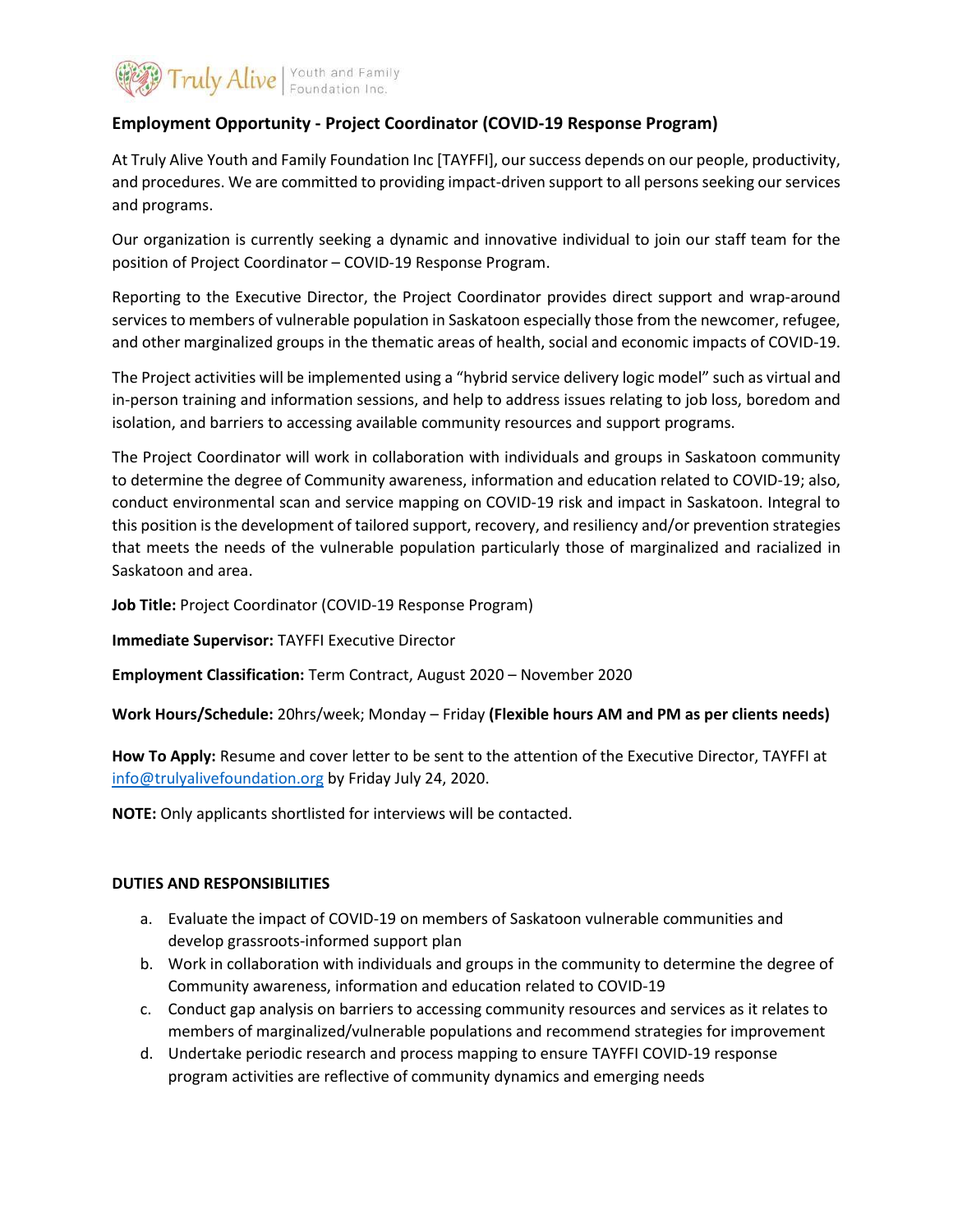Truly Alive | Youth and Family Foundation Inc.

## Employment Opportunity - Project Coordinator (COVID-19 Response Program)

At Truly Alive Youth and Family Foundation Inc [TAYFFI], our success depends on our people, productivity, and procedures. We are committed to providing impact-driven support to all persons seeking our services and programs.

Our organization is currently seeking a dynamic and innovative individual to join our staff team for the position of Project Coordinator – COVID-19 Response Program.

Reporting to the Executive Director, the Project Coordinator provides direct support and wrap-around services to members of vulnerable population in Saskatoon especially those from the newcomer, refugee, and other marginalized groups in the thematic areas of health, social and economic impacts of COVID-19.

The Project activities will be implemented using a "hybrid service delivery logic model" such as virtual and in-person training and information sessions, and help to address issues relating to job loss, boredom and isolation, and barriers to accessing available community resources and support programs.

The Project Coordinator will work in collaboration with individuals and groups in Saskatoon community to determine the degree of Community awareness, information and education related to COVID-19; also, conduct environmental scan and service mapping on COVID-19 risk and impact in Saskatoon. Integral to this position is the development of tailored support, recovery, and resiliency and/or prevention strategies that meets the needs of the vulnerable population particularly those of marginalized and racialized in Saskatoon and area.

**Job Title:** Project Coordinator (COVID-19 Response Program)

**Immediate Supervisor:** TAYFFI Executive Director

**Employment Classification:** Term Contract, August 2020 – November 2020

**Work Hours/Schedule:** 20hrs/week; Monday – Friday **(Flexible hours AM and PM as per clients needs)**

**How To Apply:** Resume and cover letter to be sent to the attention of the Executive Director, TAYFFI at info@trulyalivefoundation.org by Friday July 24, 2020.

**NOTE:** Only applicants shortlisted for interviews will be contacted.

### DUTIES AND RESPONSIBILITIES

a. Evaluate the impact of COVID-19 on members of Saskatoon vulnerable communities and develop grassroots-informed support plan
b. Work in collaboration with individuals and groups in the community to determine the degree of Community awareness, information and education related to COVID-19
c. Conduct gap analysis on barriers to accessing community resources and services as it relates to members of marginalized/vulnerable populations and recommend strategies for improvement
d. Undertake periodic research and process mapping to ensure TAYFFI COVID-19 response program activities are reflective of community dynamics and emerging needs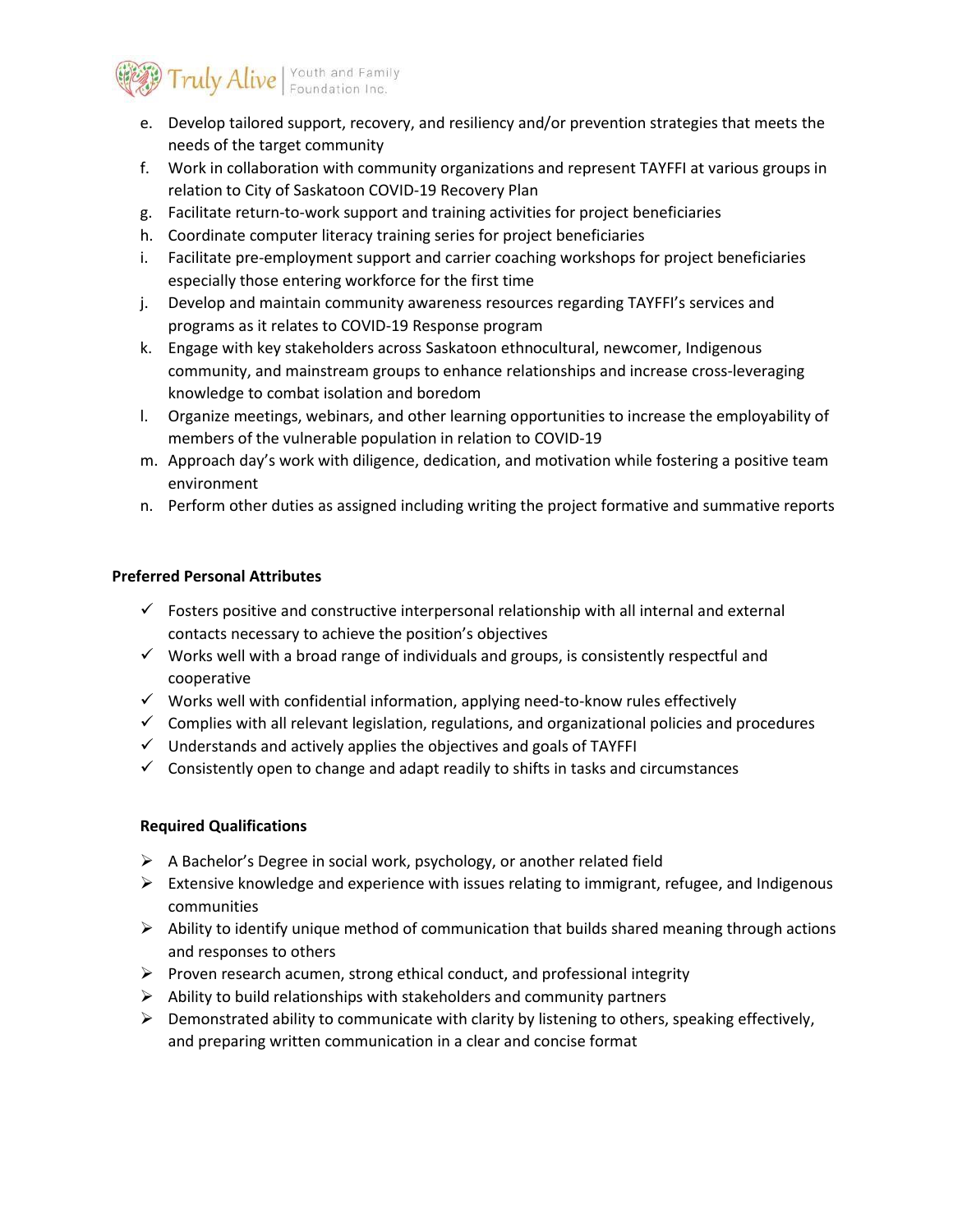e. Develop tailored support, recovery, and resiliency and/or prevention strategies that meets the needs of the target community
f. Work in collaboration with community organizations and represent TAYFFI at various groups in relation to City of Saskatoon COVID-19 Recovery Plan
g. Facilitate return-to-work support and training activities for project beneficiaries
h. Coordinate computer literacy training series for project beneficiaries
i. Facilitate pre-employment support and carrier coaching workshops for project beneficiaries especially those entering workforce for the first time
j. Develop and maintain community awareness resources regarding TAYFFI's services and programs as it relates to COVID-19 Response program
k. Engage with key stakeholders across Saskatoon ethnocultural, newcomer, Indigenous community, and mainstream groups to enhance relationships and increase cross-leveraging knowledge to combat isolation and boredom
l. Organize meetings, webinars, and other learning opportunities to increase the employability of members of the vulnerable population in relation to COVID-19
m. Approach day's work with diligence, dedication, and motivation while fostering a positive team environment
n. Perform other duties as assigned including writing the project formative and summative reports

**Preferred Personal Attributes**

- ✓ Fosters positive and constructive interpersonal relationship with all internal and external contacts necessary to achieve the position's objectives
- ✓ Works well with a broad range of individuals and groups, is consistently respectful and cooperative
- ✓ Works well with confidential information, applying need-to-know rules effectively
- ✓ Complies with all relevant legislation, regulations, and organizational policies and procedures
- ✓ Understands and actively applies the objectives and goals of TAYFFI
- ✓ Consistently open to change and adapt readily to shifts in tasks and circumstances

**Required Qualifications**

- ➢ A Bachelor's Degree in social work, psychology, or another related field
- ➢ Extensive knowledge and experience with issues relating to immigrant, refugee, and Indigenous communities
- ➢ Ability to identify unique method of communication that builds shared meaning through actions and responses to others
- ➢ Proven research acumen, strong ethical conduct, and professional integrity
- ➢ Ability to build relationships with stakeholders and community partners
- ➢ Demonstrated ability to communicate with clarity by listening to others, speaking effectively, and preparing written communication in a clear and concise format